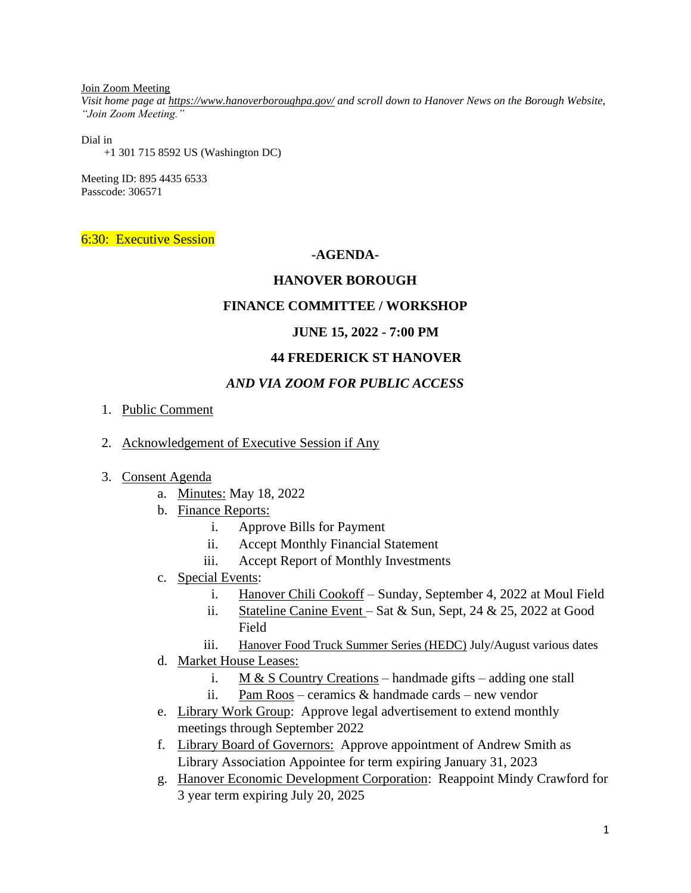Join Zoom Meeting

*Visit home page at https://www.hanoverboroughpa.gov/ and scroll down to Hanover News on the Borough Website, "Join Zoom Meeting."*

Dial in

+1 301 715 8592 US (Washington DC)

Meeting ID: 895 4435 6533
Passcode: 306571

6:30: Executive Session

# -AGENDA-

# HANOVER BOROUGH

## FINANCE COMMITTEE / WORKSHOP

## JUNE 15, 2022 - 7:00 PM

## 44 FREDERICK ST HANOVER

### *AND VIA ZOOM FOR PUBLIC ACCESS*

1. Public Comment

2. Acknowledgement of Executive Session if Any

3. Consent Agenda
   a. Minutes: May 18, 2022
   b. Finance Reports:
      i. Approve Bills for Payment
      ii. Accept Monthly Financial Statement
      iii. Accept Report of Monthly Investments
   c. Special Events:
      i. Hanover Chili Cookoff – Sunday, September 4, 2022 at Moul Field
      ii. Stateline Canine Event – Sat & Sun, Sept, 24 & 25, 2022 at Good Field
      iii. Hanover Food Truck Summer Series (HEDC) July/August various dates
   d. Market House Leases:
      i. M & S Country Creations – handmade gifts – adding one stall
      ii. Pam Roos – ceramics & handmade cards – new vendor
   e. Library Work Group: Approve legal advertisement to extend monthly meetings through September 2022
   f. Library Board of Governors: Approve appointment of Andrew Smith as Library Association Appointee for term expiring January 31, 2023
   g. Hanover Economic Development Corporation: Reappoint Mindy Crawford for 3 year term expiring July 20, 2025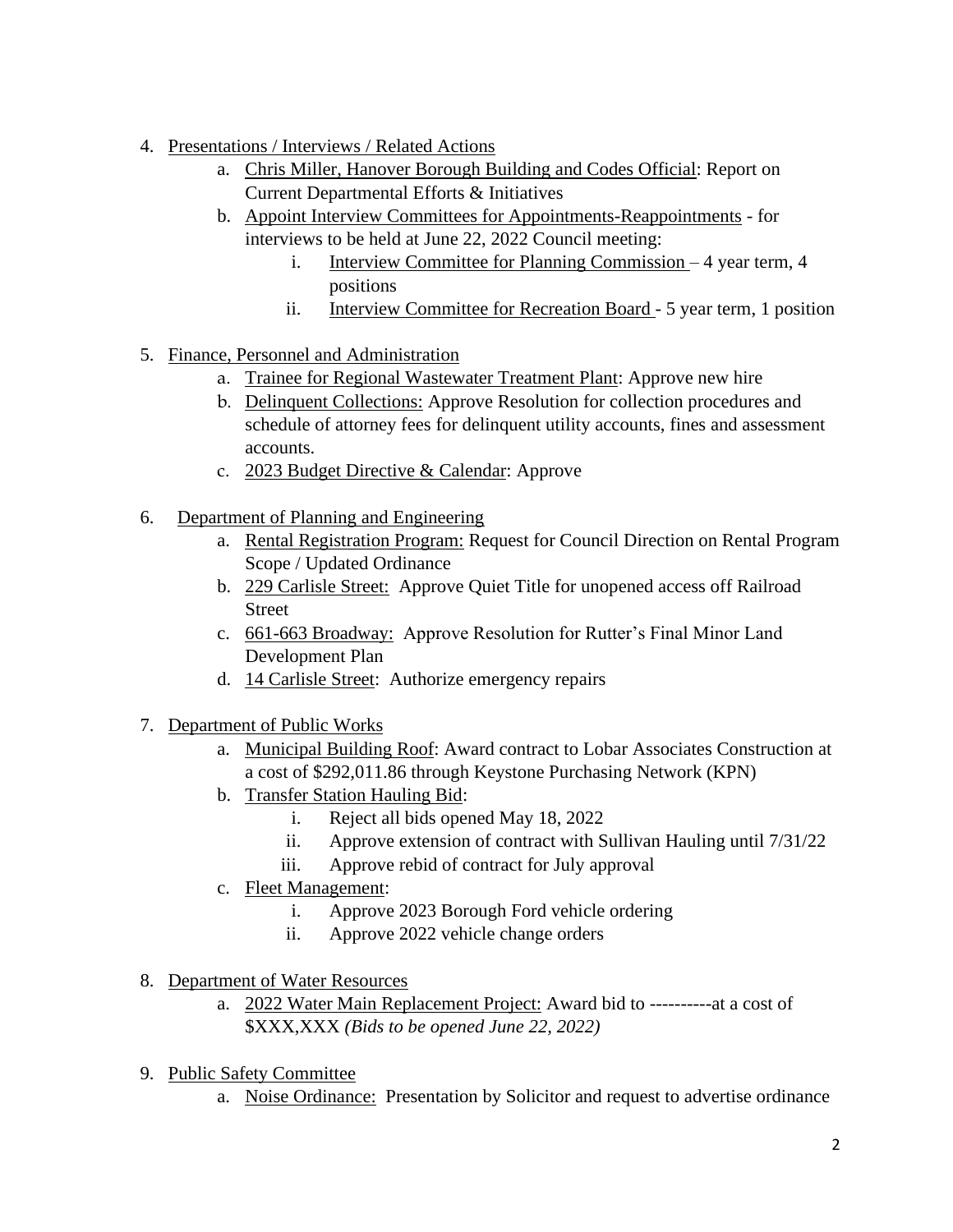4. Presentations / Interviews / Related Actions
    a. Chris Miller, Hanover Borough Building and Codes Official: Report on Current Departmental Efforts & Initiatives
    b. Appoint Interview Committees for Appointments-Reappointments - for interviews to be held at June 22, 2022 Council meeting:
        i. Interview Committee for Planning Commission – 4 year term, 4 positions
        ii. Interview Committee for Recreation Board - 5 year term, 1 position

5. Finance, Personnel and Administration
    a. Trainee for Regional Wastewater Treatment Plant: Approve new hire
    b. Delinquent Collections: Approve Resolution for collection procedures and schedule of attorney fees for delinquent utility accounts, fines and assessment accounts.
    c. 2023 Budget Directive & Calendar: Approve

6. Department of Planning and Engineering
    a. Rental Registration Program: Request for Council Direction on Rental Program Scope / Updated Ordinance
    b. 229 Carlisle Street: Approve Quiet Title for unopened access off Railroad Street
    c. 661-663 Broadway: Approve Resolution for Rutter's Final Minor Land Development Plan
    d. 14 Carlisle Street: Authorize emergency repairs

7. Department of Public Works
    a. Municipal Building Roof: Award contract to Lobar Associates Construction at a cost of $292,011.86 through Keystone Purchasing Network (KPN)
    b. Transfer Station Hauling Bid:
        i. Reject all bids opened May 18, 2022
        ii. Approve extension of contract with Sullivan Hauling until 7/31/22
        iii. Approve rebid of contract for July approval
    c. Fleet Management:
        i. Approve 2023 Borough Ford vehicle ordering
        ii. Approve 2022 vehicle change orders

8. Department of Water Resources
    a. 2022 Water Main Replacement Project: Award bid to ----------at a cost of $XXX,XXX *(Bids to be opened June 22, 2022)*

9. Public Safety Committee
    a. Noise Ordinance: Presentation by Solicitor and request to advertise ordinance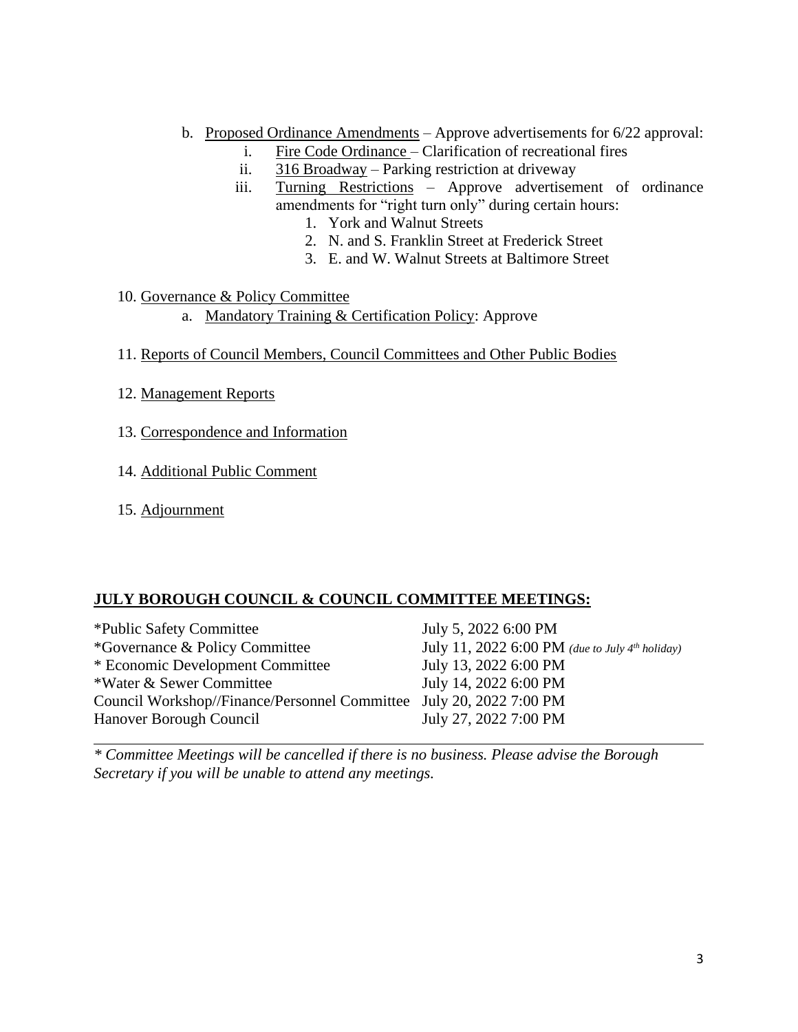b. Proposed Ordinance Amendments – Approve advertisements for 6/22 approval:
    i. Fire Code Ordinance – Clarification of recreational fires
    ii. 316 Broadway – Parking restriction at driveway
    iii. Turning Restrictions – Approve advertisement of ordinance amendments for "right turn only" during certain hours:
        1. York and Walnut Streets
        2. N. and S. Franklin Street at Frederick Street
        3. E. and W. Walnut Streets at Baltimore Street

10. Governance & Policy Committee
    a. Mandatory Training & Certification Policy: Approve

11. Reports of Council Members, Council Committees and Other Public Bodies

12. Management Reports

13. Correspondence and Information

14. Additional Public Comment

15. Adjournment

## JULY BOROUGH COUNCIL & COUNCIL COMMITTEE MEETINGS:

| | |
|---|---|
| *Public Safety Committee | July 5, 2022 6:00 PM |
| *Governance & Policy Committee | July 11, 2022 6:00 PM *(due to July 4th holiday)* |
| * Economic Development Committee | July 13, 2022 6:00 PM |
| *Water & Sewer Committee | July 14, 2022 6:00 PM |
| Council Workshop//Finance/Personnel Committee | July 20, 2022 7:00 PM |
| Hanover Borough Council | July 27, 2022 7:00 PM |

---

*\* Committee Meetings will be cancelled if there is no business. Please advise the Borough Secretary if you will be unable to attend any meetings.*